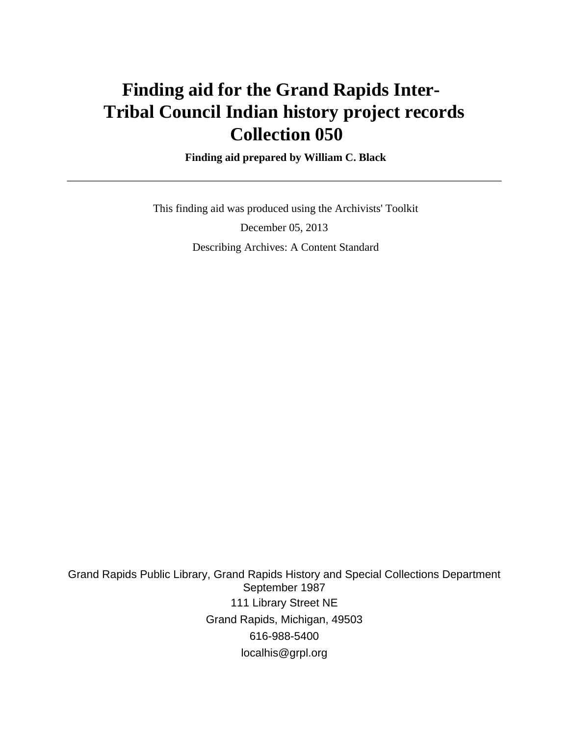# Finding aid for the Grand Rapids Inter-Tribal Council Indian history project records Collection 050

**Finding aid prepared by William C. Black**

---

This finding aid was produced using the Archivists' Toolkit

December 05, 2013

Describing Archives: A Content Standard

Grand Rapids Public Library, Grand Rapids History and Special Collections Department
September 1987
111 Library Street NE
Grand Rapids, Michigan, 49503
616-988-5400
localhis@grpl.org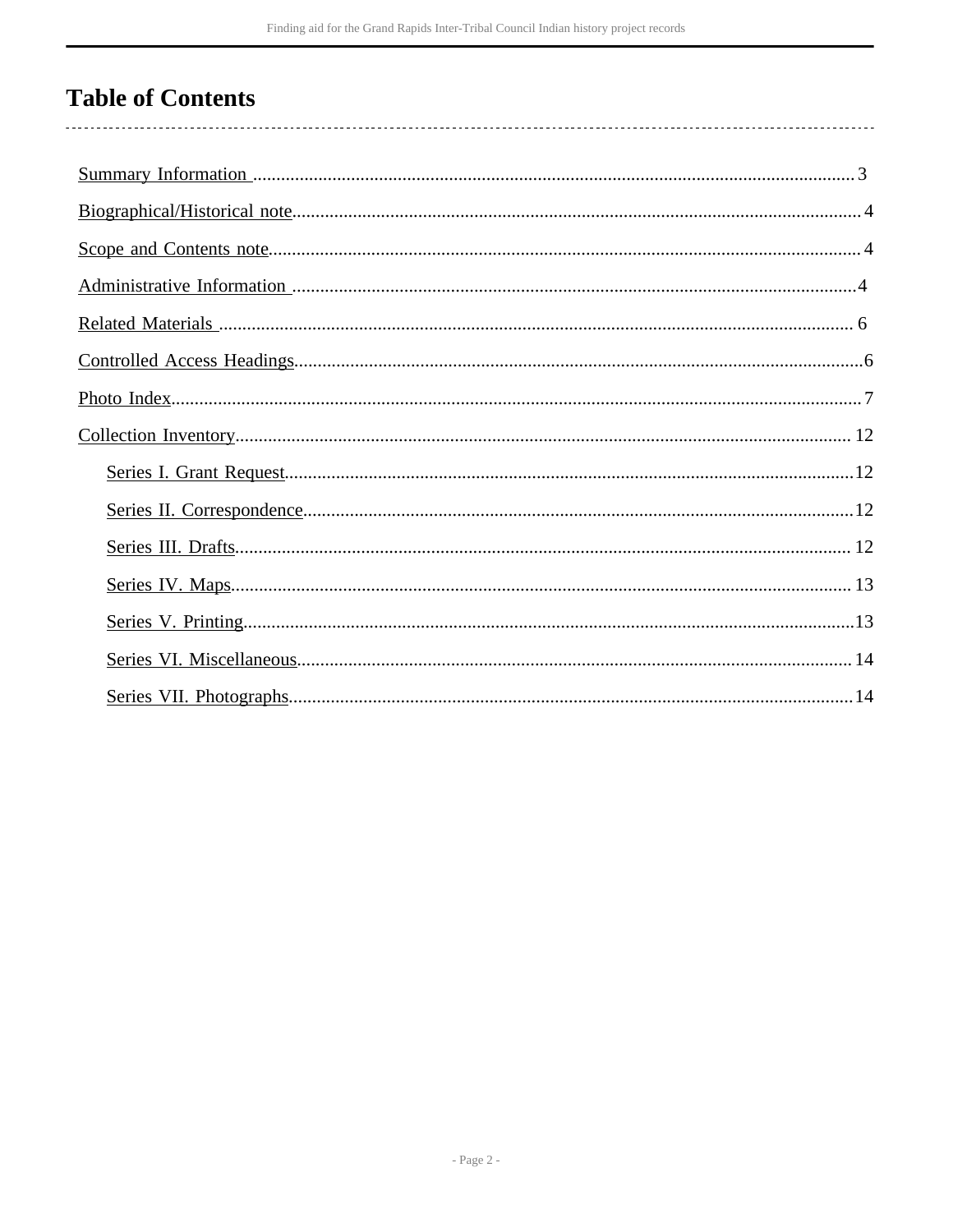# Table of Contents

- Summary Information ... 3
- Biographical/Historical note ... 4
- Scope and Contents note ... 4
- Administrative Information ... 4
- Related Materials ... 6
- Controlled Access Headings ... 6
- Photo Index ... 7
- Collection Inventory ... 12
  - Series I. Grant Request ... 12
  - Series II. Correspondence ... 12
  - Series III. Drafts ... 12
  - Series IV. Maps ... 13
  - Series V. Printing ... 13
  - Series VI. Miscellaneous ... 14
  - Series VII. Photographs ... 14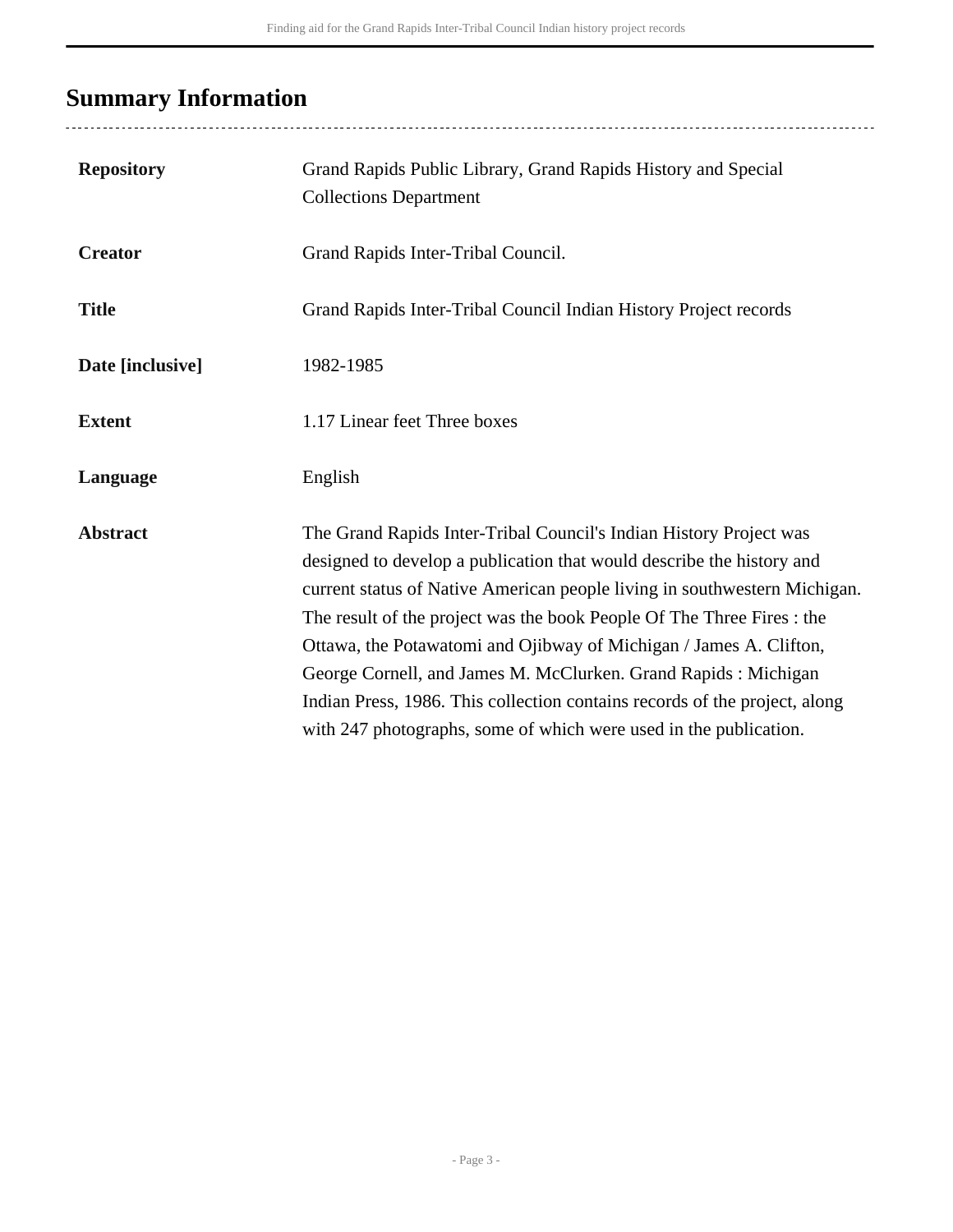## Summary Information

| | |
|---|---|
| **Repository** | Grand Rapids Public Library, Grand Rapids History and Special Collections Department |
| **Creator** | Grand Rapids Inter-Tribal Council. |
| **Title** | Grand Rapids Inter-Tribal Council Indian History Project records |
| **Date [inclusive]** | 1982-1985 |
| **Extent** | 1.17 Linear feet Three boxes |
| **Language** | English |
| **Abstract** | The Grand Rapids Inter-Tribal Council's Indian History Project was designed to develop a publication that would describe the history and current status of Native American people living in southwestern Michigan. The result of the project was the book People Of The Three Fires : the Ottawa, the Potawatomi and Ojibway of Michigan / James A. Clifton, George Cornell, and James M. McClurken. Grand Rapids : Michigan Indian Press, 1986. This collection contains records of the project, along with 247 photographs, some of which were used in the publication. |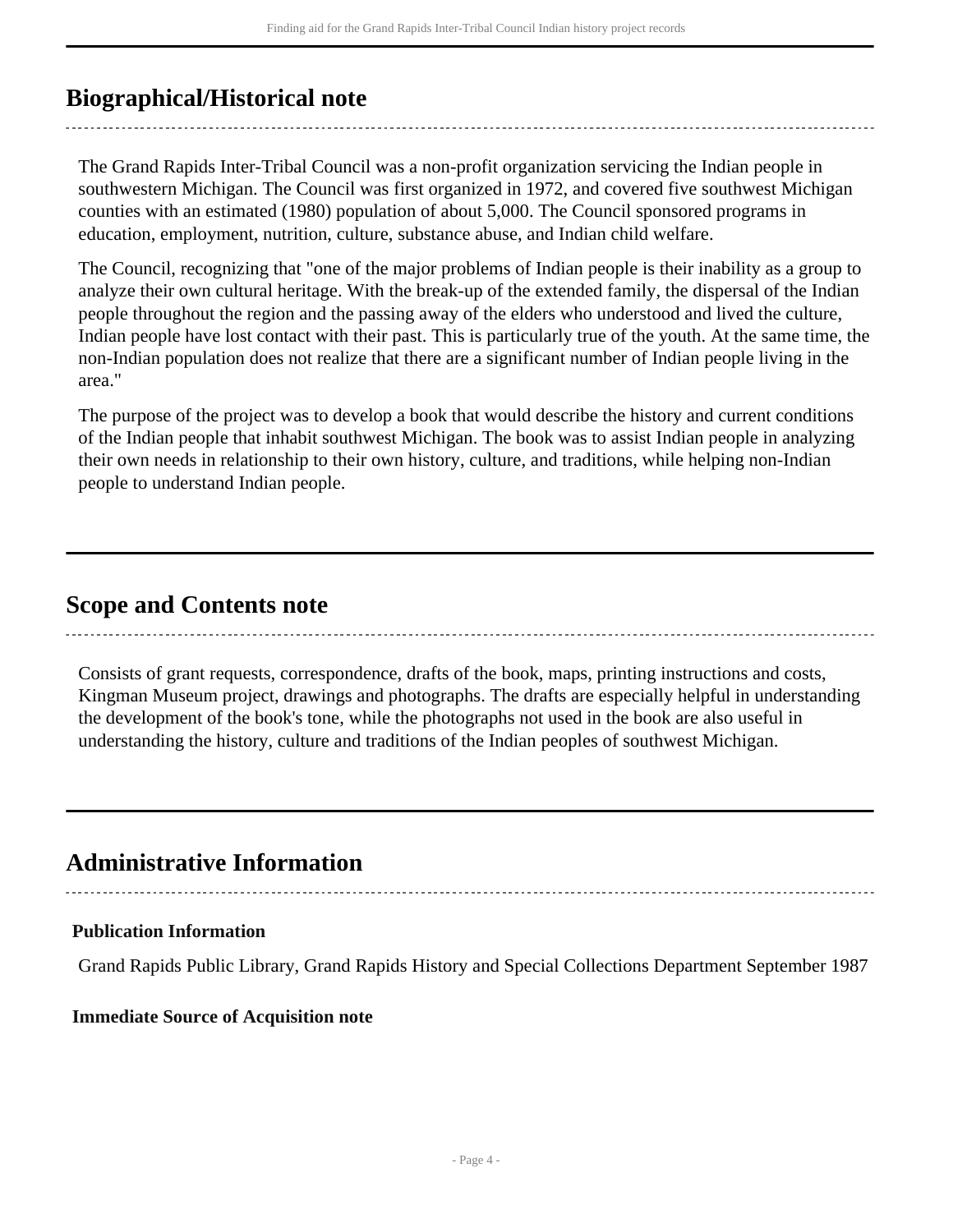## Biographical/Historical note

The Grand Rapids Inter-Tribal Council was a non-profit organization servicing the Indian people in southwestern Michigan. The Council was first organized in 1972, and covered five southwest Michigan counties with an estimated (1980) population of about 5,000. The Council sponsored programs in education, employment, nutrition, culture, substance abuse, and Indian child welfare.

The Council, recognizing that "one of the major problems of Indian people is their inability as a group to analyze their own cultural heritage. With the break-up of the extended family, the dispersal of the Indian people throughout the region and the passing away of the elders who understood and lived the culture, Indian people have lost contact with their past. This is particularly true of the youth. At the same time, the non-Indian population does not realize that there are a significant number of Indian people living in the area."

The purpose of the project was to develop a book that would describe the history and current conditions of the Indian people that inhabit southwest Michigan. The book was to assist Indian people in analyzing their own needs in relationship to their own history, culture, and traditions, while helping non-Indian people to understand Indian people.

## Scope and Contents note

Consists of grant requests, correspondence, drafts of the book, maps, printing instructions and costs, Kingman Museum project, drawings and photographs. The drafts are especially helpful in understanding the development of the book's tone, while the photographs not used in the book are also useful in understanding the history, culture and traditions of the Indian peoples of southwest Michigan.

## Administrative Information

**Publication Information**

Grand Rapids Public Library, Grand Rapids History and Special Collections Department September 1987

**Immediate Source of Acquisition note**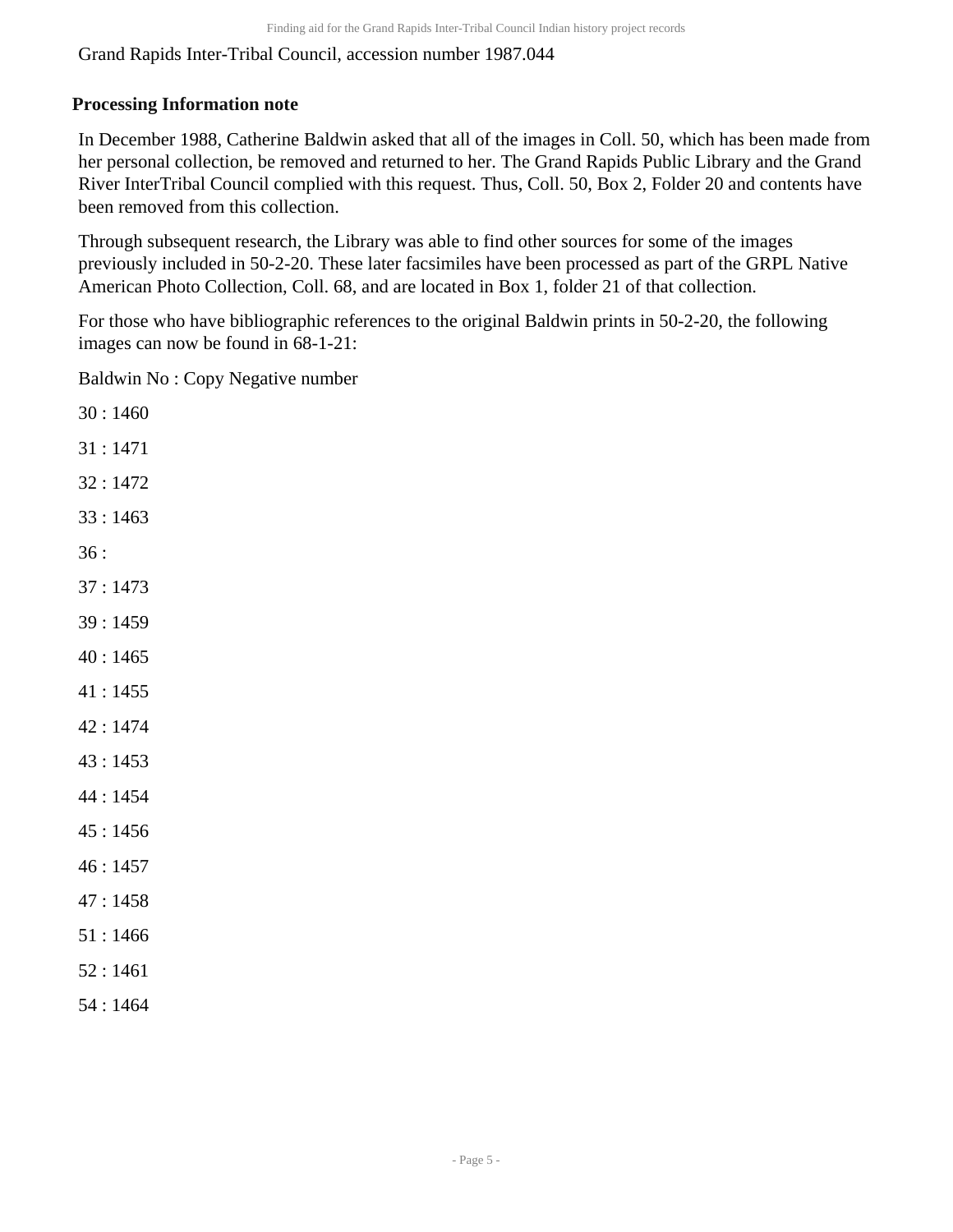Grand Rapids Inter-Tribal Council, accession number 1987.044

## Processing Information note

In December 1988, Catherine Baldwin asked that all of the images in Coll. 50, which has been made from her personal collection, be removed and returned to her. The Grand Rapids Public Library and the Grand River InterTribal Council complied with this request. Thus, Coll. 50, Box 2, Folder 20 and contents have been removed from this collection.

Through subsequent research, the Library was able to find other sources for some of the images previously included in 50-2-20. These later facsimiles have been processed as part of the GRPL Native American Photo Collection, Coll. 68, and are located in Box 1, folder 21 of that collection.

For those who have bibliographic references to the original Baldwin prints in 50-2-20, the following images can now be found in 68-1-21:

Baldwin No : Copy Negative number

30 : 1460

31 : 1471

32 : 1472

33 : 1463

36 :

37 : 1473

39 : 1459

40 : 1465

41 : 1455

42 : 1474

43 : 1453

44 : 1454

45 : 1456

46 : 1457

47 : 1458

51 : 1466

52 : 1461

54 : 1464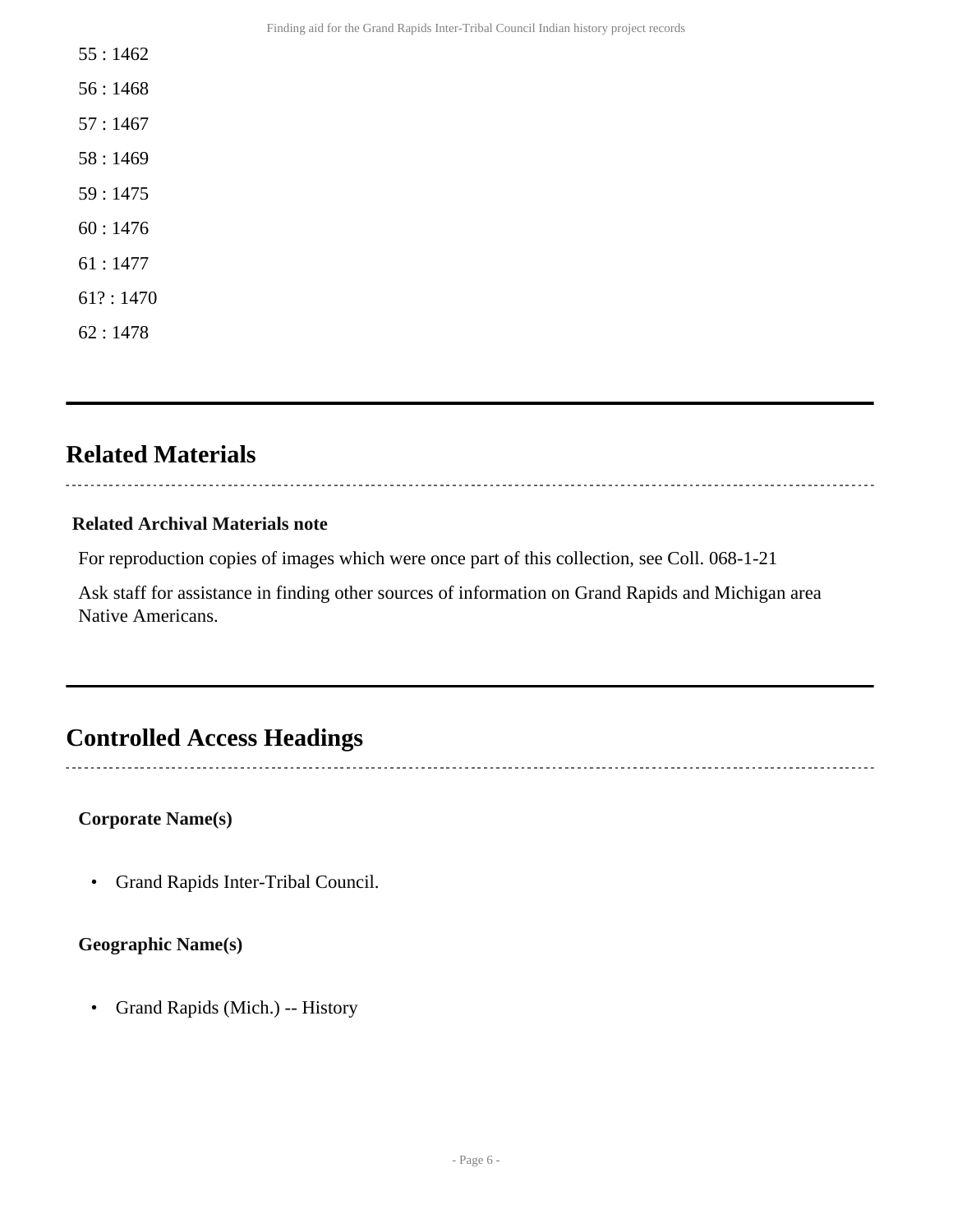55 : 1462

56 : 1468

57 : 1467

58 : 1469

59 : 1475

60 : 1476

61 : 1477

61? : 1470

62 : 1478

## Related Materials

**Related Archival Materials note**

For reproduction copies of images which were once part of this collection, see Coll. 068-1-21

Ask staff for assistance in finding other sources of information on Grand Rapids and Michigan area Native Americans.

## Controlled Access Headings

**Corporate Name(s)**

- Grand Rapids Inter-Tribal Council.

**Geographic Name(s)**

- Grand Rapids (Mich.) -- History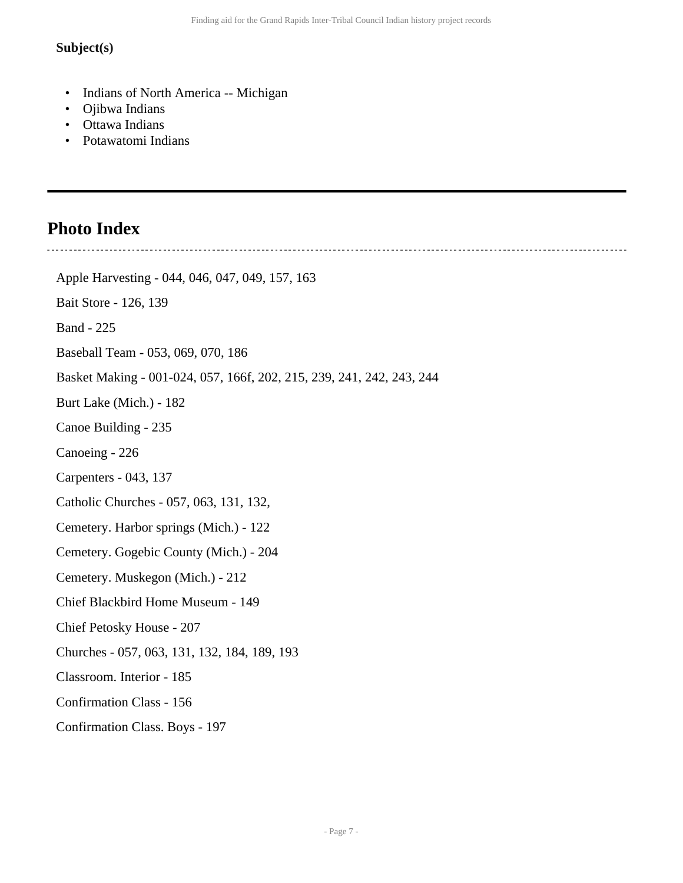**Subject(s)**

- Indians of North America -- Michigan
- Ojibwa Indians
- Ottawa Indians
- Potawatomi Indians

## Photo Index

Apple Harvesting - 044, 046, 047, 049, 157, 163

Bait Store - 126, 139

Band - 225

Baseball Team - 053, 069, 070, 186

Basket Making - 001-024, 057, 166f, 202, 215, 239, 241, 242, 243, 244

Burt Lake (Mich.) - 182

Canoe Building - 235

Canoeing - 226

Carpenters - 043, 137

Catholic Churches - 057, 063, 131, 132,

Cemetery. Harbor springs (Mich.) - 122

Cemetery. Gogebic County (Mich.) - 204

Cemetery. Muskegon (Mich.) - 212

Chief Blackbird Home Museum - 149

Chief Petosky House - 207

Churches - 057, 063, 131, 132, 184, 189, 193

Classroom. Interior - 185

Confirmation Class - 156

Confirmation Class. Boys - 197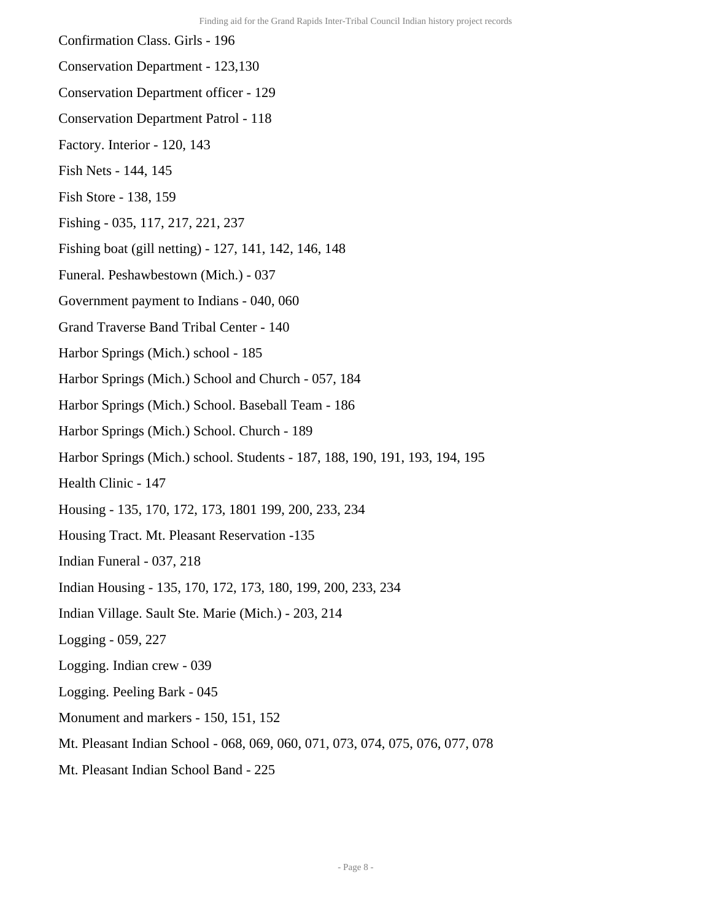Confirmation Class. Girls - 196

Conservation Department - 123,130

Conservation Department officer - 129

Conservation Department Patrol - 118

Factory. Interior - 120, 143

Fish Nets - 144, 145

Fish Store - 138, 159

Fishing - 035, 117, 217, 221, 237

Fishing boat (gill netting) - 127, 141, 142, 146, 148

Funeral. Peshawbestown (Mich.) - 037

Government payment to Indians - 040, 060

Grand Traverse Band Tribal Center - 140

Harbor Springs (Mich.) school - 185

Harbor Springs (Mich.) School and Church - 057, 184

Harbor Springs (Mich.) School. Baseball Team - 186

Harbor Springs (Mich.) School. Church - 189

Harbor Springs (Mich.) school. Students - 187, 188, 190, 191, 193, 194, 195

Health Clinic - 147

Housing - 135, 170, 172, 173, 1801 199, 200, 233, 234

Housing Tract. Mt. Pleasant Reservation -135

Indian Funeral - 037, 218

Indian Housing - 135, 170, 172, 173, 180, 199, 200, 233, 234

Indian Village. Sault Ste. Marie (Mich.) - 203, 214

Logging - 059, 227

Logging. Indian crew - 039

Logging. Peeling Bark - 045

Monument and markers - 150, 151, 152

Mt. Pleasant Indian School - 068, 069, 060, 071, 073, 074, 075, 076, 077, 078

Mt. Pleasant Indian School Band - 225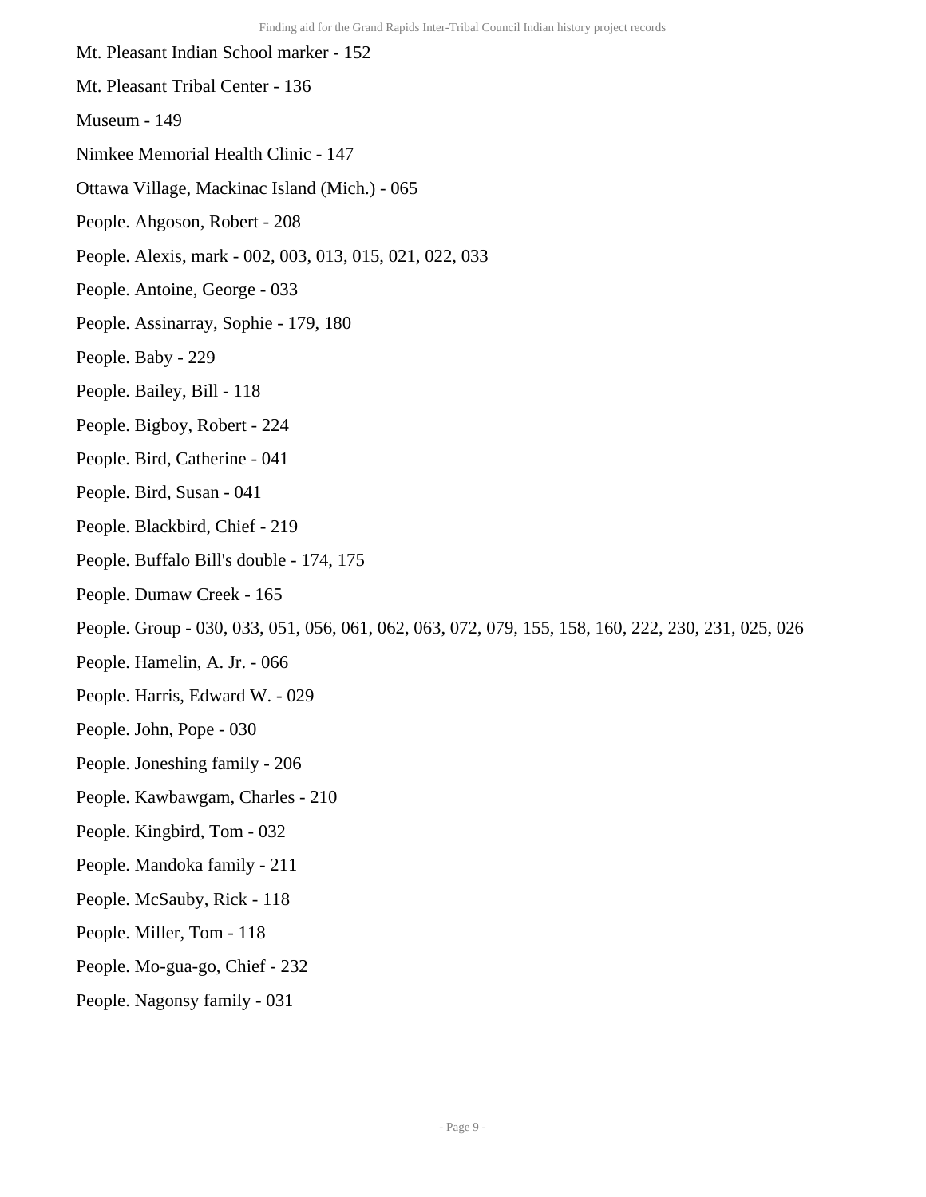Mt. Pleasant Indian School marker - 152

Mt. Pleasant Tribal Center - 136

Museum - 149

Nimkee Memorial Health Clinic - 147

Ottawa Village, Mackinac Island (Mich.) - 065

People. Ahgoson, Robert - 208

People. Alexis, mark - 002, 003, 013, 015, 021, 022, 033

People. Antoine, George - 033

People. Assinarray, Sophie - 179, 180

People. Baby - 229

People. Bailey, Bill - 118

People. Bigboy, Robert - 224

People. Bird, Catherine - 041

People. Bird, Susan - 041

People. Blackbird, Chief - 219

People. Buffalo Bill's double - 174, 175

People. Dumaw Creek - 165

People. Group - 030, 033, 051, 056, 061, 062, 063, 072, 079, 155, 158, 160, 222, 230, 231, 025, 026

People. Hamelin, A. Jr. - 066

People. Harris, Edward W. - 029

People. John, Pope - 030

People. Joneshing family - 206

People. Kawbawgam, Charles - 210

People. Kingbird, Tom - 032

People. Mandoka family - 211

People. McSauby, Rick - 118

People. Miller, Tom - 118

People. Mo-gua-go, Chief - 232

People. Nagonsy family - 031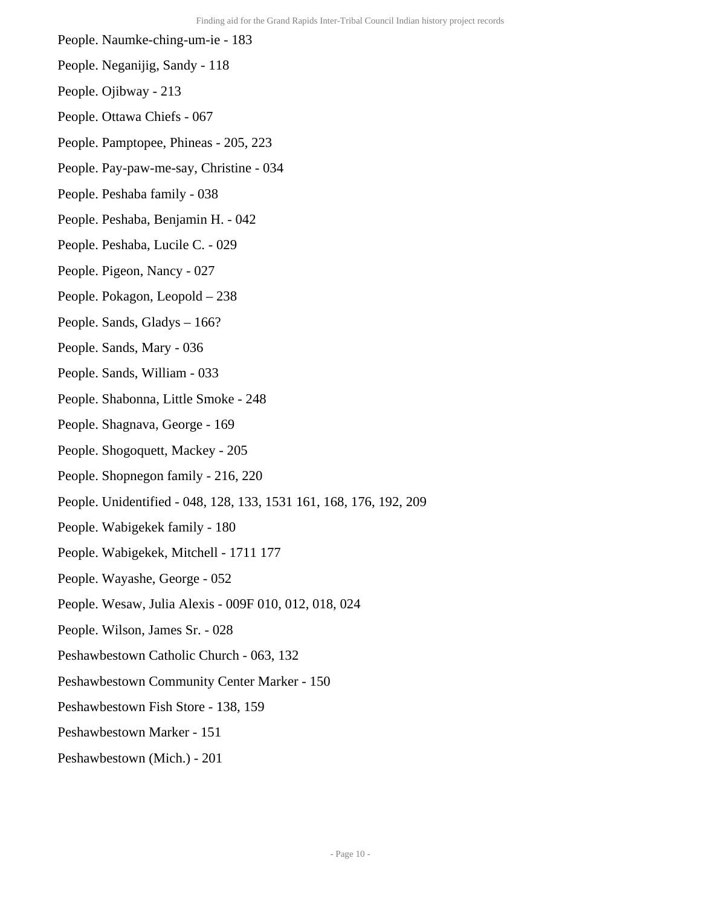People. Naumke-ching-um-ie - 183

People. Neganijig, Sandy - 118

People. Ojibway - 213

People. Ottawa Chiefs - 067

People. Pamptopee, Phineas - 205, 223

People. Pay-paw-me-say, Christine - 034

People. Peshaba family - 038

People. Peshaba, Benjamin H. - 042

People. Peshaba, Lucile C. - 029

People. Pigeon, Nancy - 027

People. Pokagon, Leopold – 238

People. Sands, Gladys – 166?

People. Sands, Mary - 036

People. Sands, William - 033

People. Shabonna, Little Smoke - 248

People. Shagnava, George - 169

People. Shogoquett, Mackey - 205

People. Shopnegon family - 216, 220

People. Unidentified - 048, 128, 133, 1531 161, 168, 176, 192, 209

People. Wabigekek family - 180

People. Wabigekek, Mitchell - 1711 177

People. Wayashe, George - 052

People. Wesaw, Julia Alexis - 009F 010, 012, 018, 024

People. Wilson, James Sr. - 028

Peshawbestown Catholic Church - 063, 132

Peshawbestown Community Center Marker - 150

Peshawbestown Fish Store - 138, 159

Peshawbestown Marker - 151

Peshawbestown (Mich.) - 201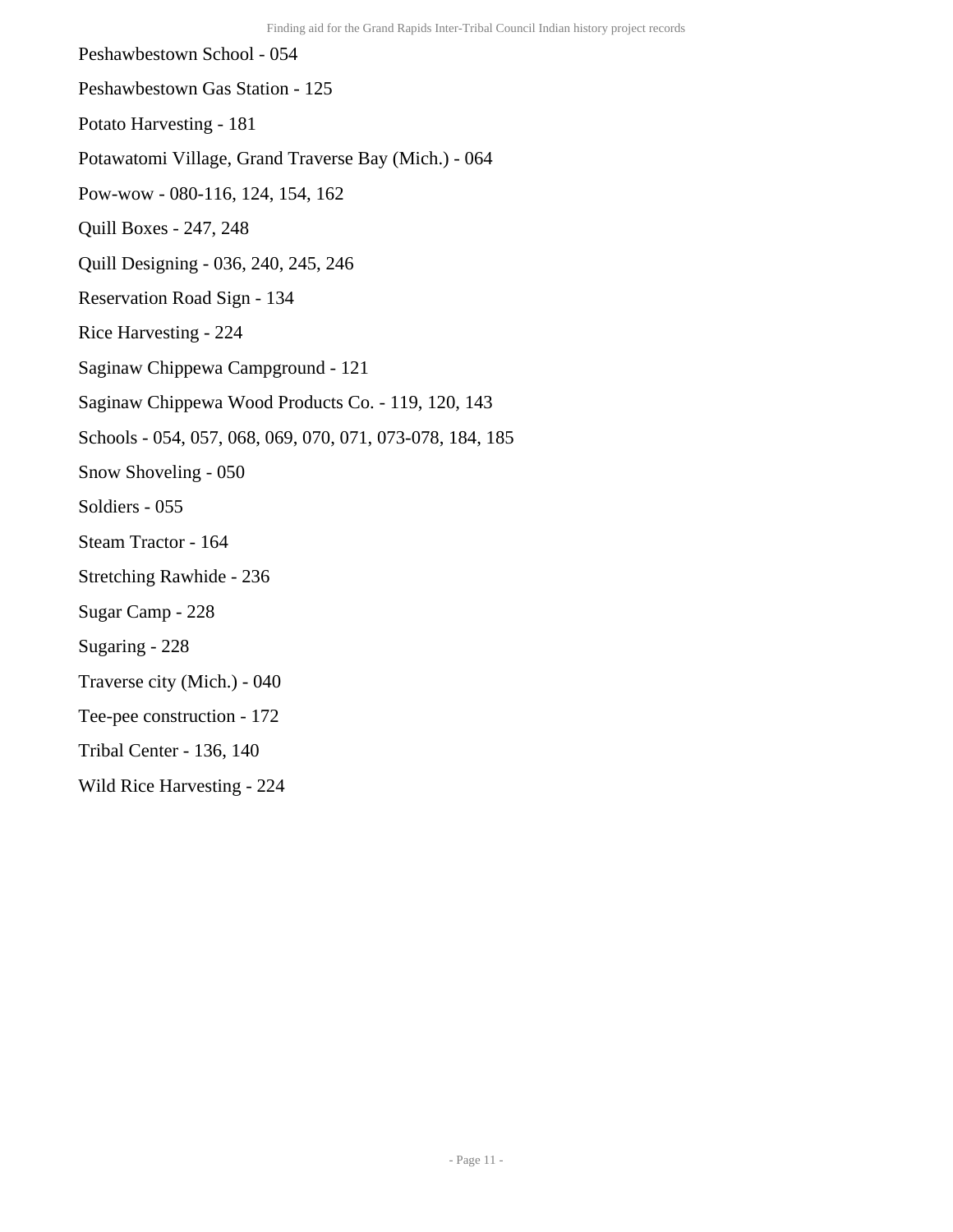Peshawbestown School - 054

Peshawbestown Gas Station - 125

Potato Harvesting - 181

Potawatomi Village, Grand Traverse Bay (Mich.) - 064

Pow-wow - 080-116, 124, 154, 162

Quill Boxes - 247, 248

Quill Designing - 036, 240, 245, 246

Reservation Road Sign - 134

Rice Harvesting - 224

Saginaw Chippewa Campground - 121

Saginaw Chippewa Wood Products Co. - 119, 120, 143

Schools - 054, 057, 068, 069, 070, 071, 073-078, 184, 185

Snow Shoveling - 050

Soldiers - 055

Steam Tractor - 164

Stretching Rawhide - 236

Sugar Camp - 228

Sugaring - 228

Traverse city (Mich.) - 040

Tee-pee construction - 172

Tribal Center - 136, 140

Wild Rice Harvesting - 224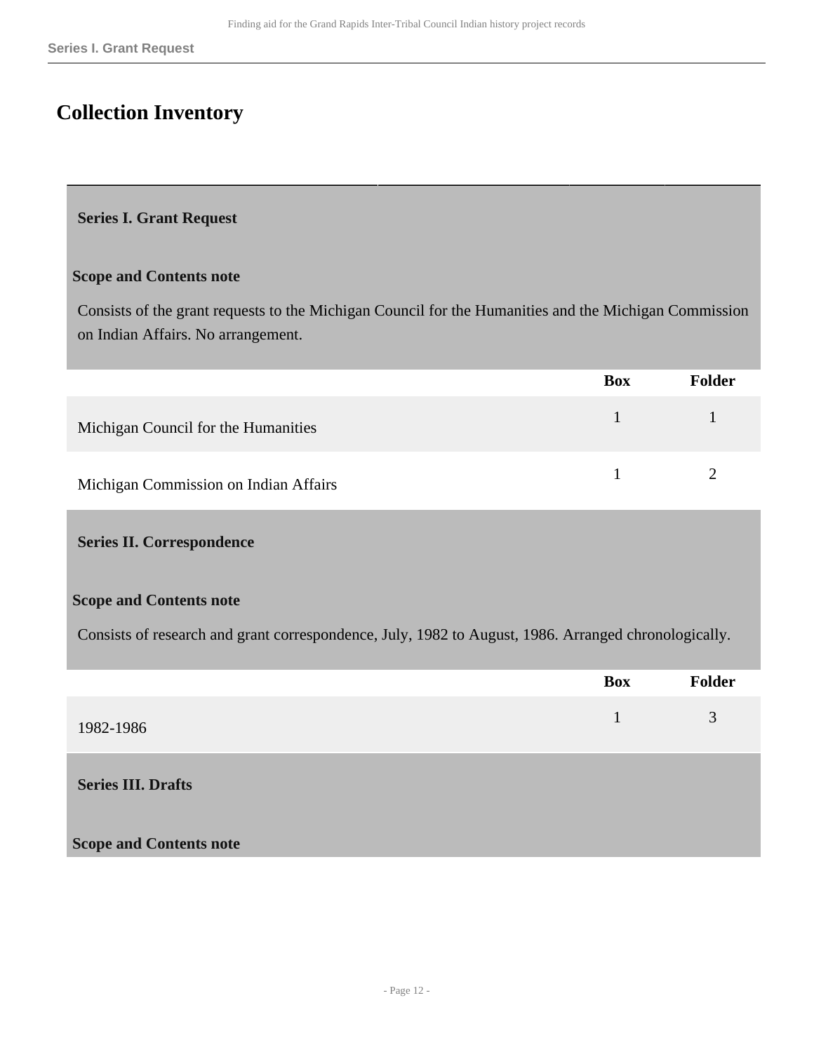# Collection Inventory

### Series I. Grant Request

**Scope and Contents note**

Consists of the grant requests to the Michigan Council for the Humanities and the Michigan Commission on Indian Affairs. No arrangement.

| | Box | Folder |
|---|---|---|
| Michigan Council for the Humanities | 1 | 1 |
| Michigan Commission on Indian Affairs | 1 | 2 |

### Series II. Correspondence

**Scope and Contents note**

Consists of research and grant correspondence, July, 1982 to August, 1986. Arranged chronologically.

| | Box | Folder |
|---|---|---|
| 1982-1986 | 1 | 3 |

### Series III. Drafts

**Scope and Contents note**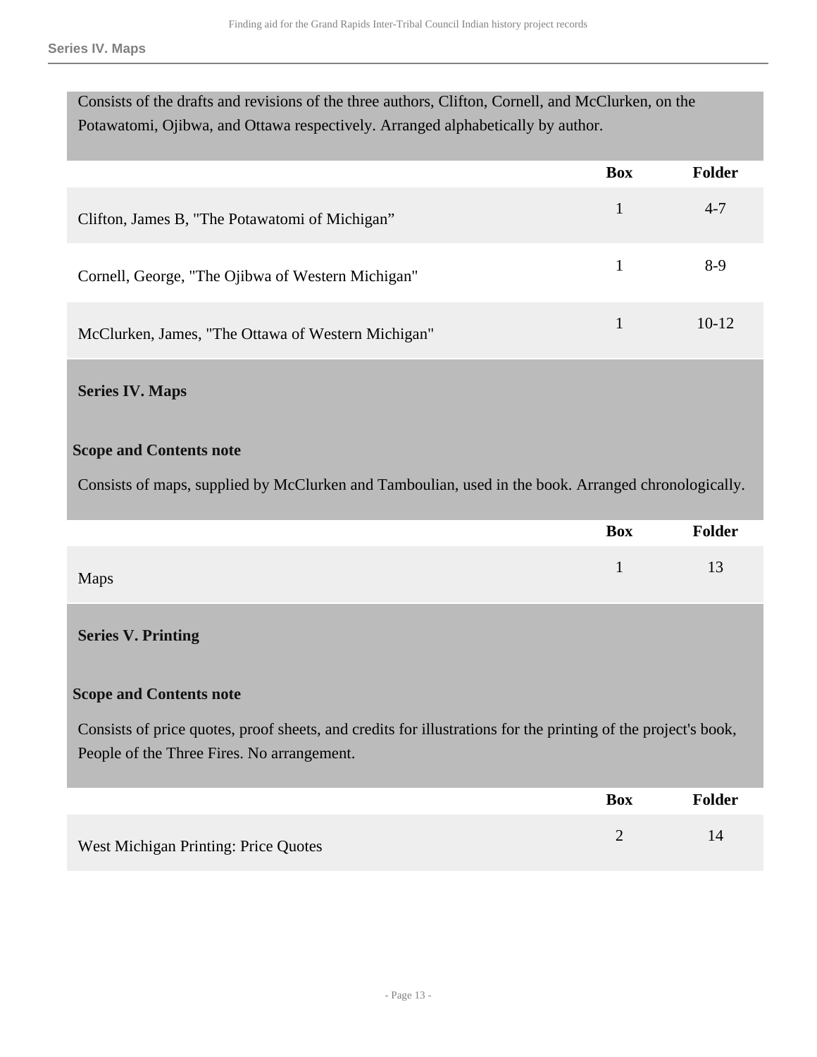Consists of the drafts and revisions of the three authors, Clifton, Cornell, and McClurken, on the Potawatomi, Ojibwa, and Ottawa respectively. Arranged alphabetically by author.

| | Box | Folder |
|---|---|---|
| Clifton, James B, "The Potawatomi of Michigan” | 1 | 4-7 |
| Cornell, George, "The Ojibwa of Western Michigan" | 1 | 8-9 |
| McClurken, James, "The Ottawa of Western Michigan" | 1 | 10-12 |

## Series IV. Maps

### Scope and Contents note

Consists of maps, supplied by McClurken and Tamboulian, used in the book. Arranged chronologically.

| | Box | Folder |
|---|---|---|
| Maps | 1 | 13 |

## Series V. Printing

### Scope and Contents note

Consists of price quotes, proof sheets, and credits for illustrations for the printing of the project's book, People of the Three Fires. No arrangement.

| | Box | Folder |
|---|---|---|
| West Michigan Printing: Price Quotes | 2 | 14 |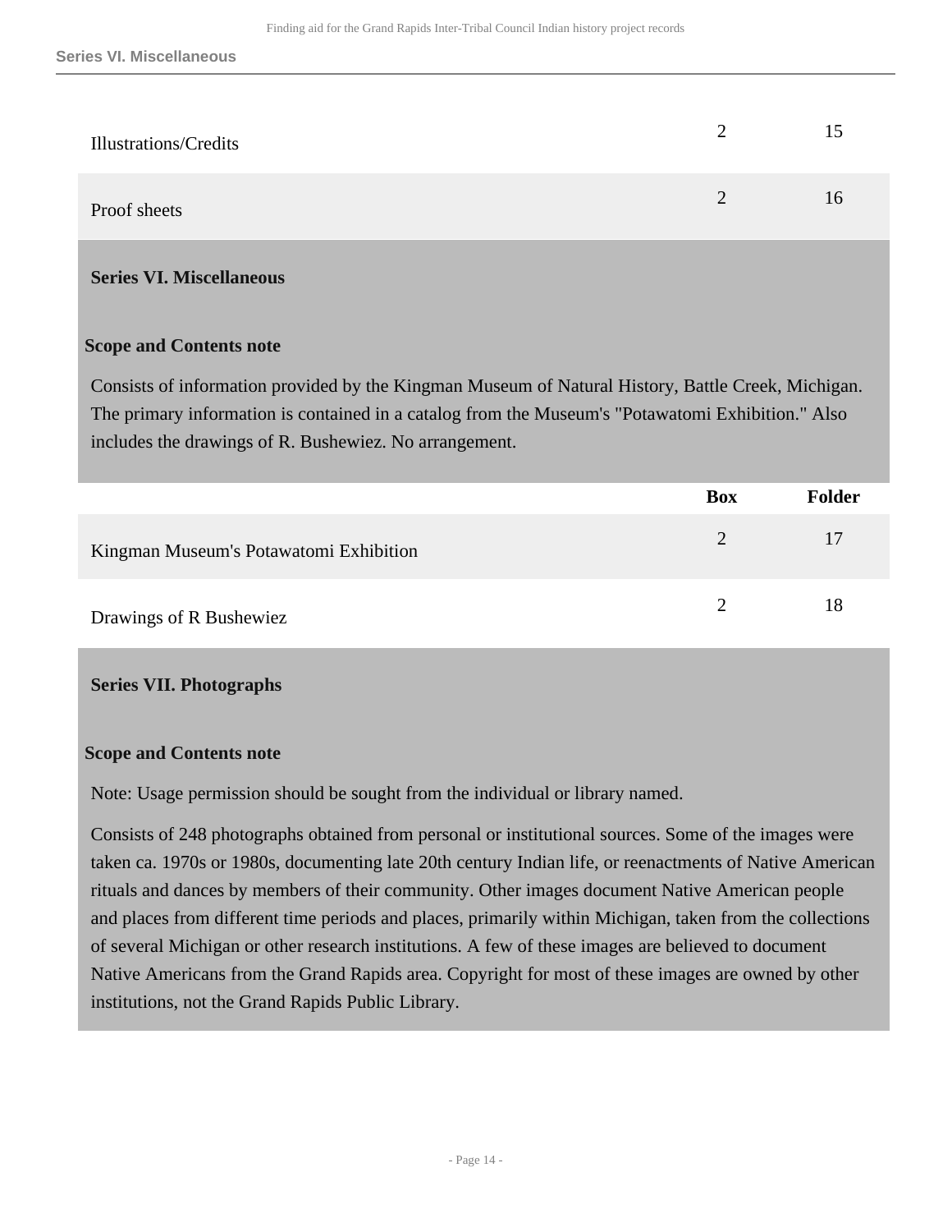| | Box | Folder |
|---|---|---|
| Illustrations/Credits | 2 | 15 |
| Proof sheets | 2 | 16 |

## Series VI. Miscellaneous

### Scope and Contents note

Consists of information provided by the Kingman Museum of Natural History, Battle Creek, Michigan. The primary information is contained in a catalog from the Museum's "Potawatomi Exhibition." Also includes the drawings of R. Bushewiez. No arrangement.

| | Box | Folder |
|---|---|---|
| Kingman Museum's Potawatomi Exhibition | 2 | 17 |
| Drawings of R Bushewiez | 2 | 18 |

## Series VII. Photographs

### Scope and Contents note

Note: Usage permission should be sought from the individual or library named.

Consists of 248 photographs obtained from personal or institutional sources. Some of the images were taken ca. 1970s or 1980s, documenting late 20th century Indian life, or reenactments of Native American rituals and dances by members of their community. Other images document Native American people and places from different time periods and places, primarily within Michigan, taken from the collections of several Michigan or other research institutions. A few of these images are believed to document Native Americans from the Grand Rapids area. Copyright for most of these images are owned by other institutions, not the Grand Rapids Public Library.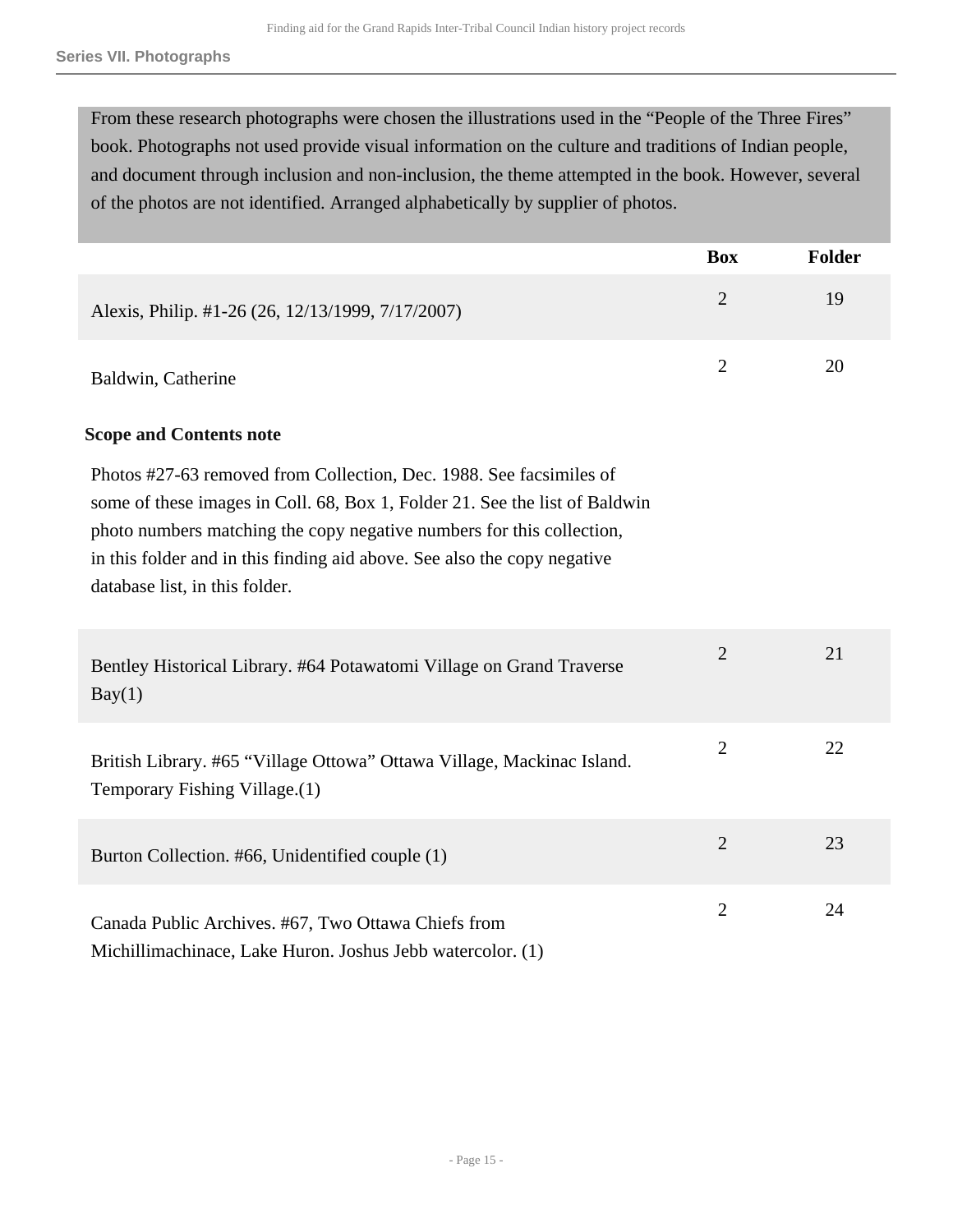From these research photographs were chosen the illustrations used in the "People of the Three Fires" book. Photographs not used provide visual information on the culture and traditions of Indian people, and document through inclusion and non-inclusion, the theme attempted in the book. However, several of the photos are not identified. Arranged alphabetically by supplier of photos.

| | Box | Folder |
|---|---|---|
| Alexis, Philip. #1-26 (26, 12/13/1999, 7/17/2007) | 2 | 19 |
| Baldwin, Catherine | 2 | 20 |

**Scope and Contents note**

Photos #27-63 removed from Collection, Dec. 1988. See facsimiles of some of these images in Coll. 68, Box 1, Folder 21. See the list of Baldwin photo numbers matching the copy negative numbers for this collection, in this folder and in this finding aid above. See also the copy negative database list, in this folder.

| | Box | Folder |
|---|---|---|
| Bentley Historical Library. #64 Potawatomi Village on Grand Traverse Bay(1) | 2 | 21 |
| British Library. #65 "Village Ottowa" Ottawa Village, Mackinac Island. Temporary Fishing Village.(1) | 2 | 22 |
| Burton Collection. #66, Unidentified couple (1) | 2 | 23 |
| Canada Public Archives. #67, Two Ottawa Chiefs from Michillimachinace, Lake Huron. Joshus Jebb watercolor. (1) | 2 | 24 |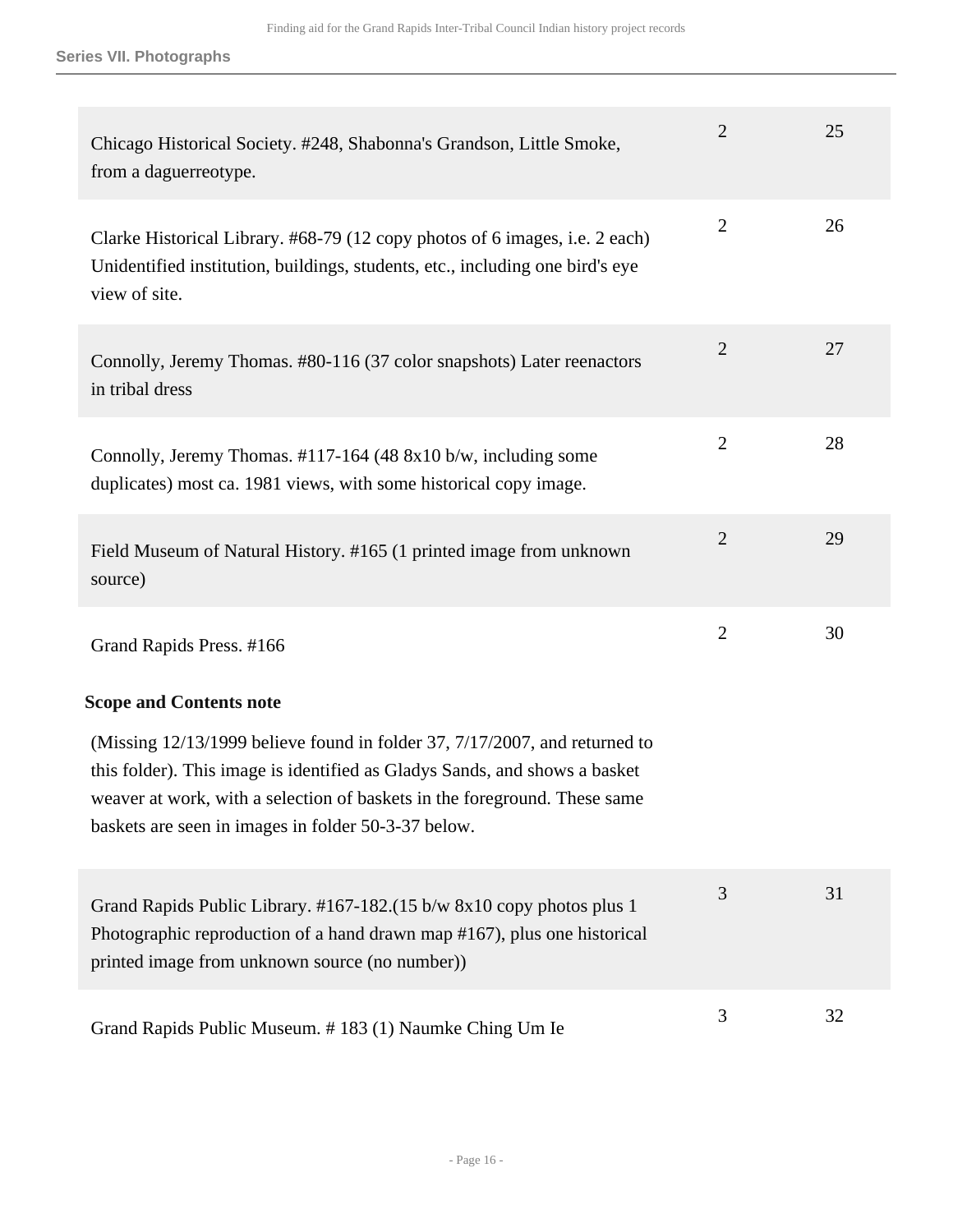## Series VII. Photographs

| | | |
|---|---|---|
| Chicago Historical Society. #248, Shabonna's Grandson, Little Smoke, from a daguerreotype. | 2 | 25 |
| Clarke Historical Library. #68-79 (12 copy photos of 6 images, i.e. 2 each) Unidentified institution, buildings, students, etc., including one bird's eye view of site. | 2 | 26 |
| Connolly, Jeremy Thomas. #80-116 (37 color snapshots) Later reenactors in tribal dress | 2 | 27 |
| Connolly, Jeremy Thomas. #117-164 (48 8x10 b/w, including some duplicates) most ca. 1981 views, with some historical copy image. | 2 | 28 |
| Field Museum of Natural History. #165 (1 printed image from unknown source) | 2 | 29 |
| Grand Rapids Press. #166 | 2 | 30 |

**Scope and Contents note**

(Missing 12/13/1999 believe found in folder 37, 7/17/2007, and returned to this folder). This image is identified as Gladys Sands, and shows a basket weaver at work, with a selection of baskets in the foreground. These same baskets are seen in images in folder 50-3-37 below.

| | | |
|---|---|---|
| Grand Rapids Public Library. #167-182.(15 b/w 8x10 copy photos plus 1 Photographic reproduction of a hand drawn map #167), plus one historical printed image from unknown source (no number)) | 3 | 31 |
| Grand Rapids Public Museum. # 183 (1) Naumke Ching Um Ie | 3 | 32 |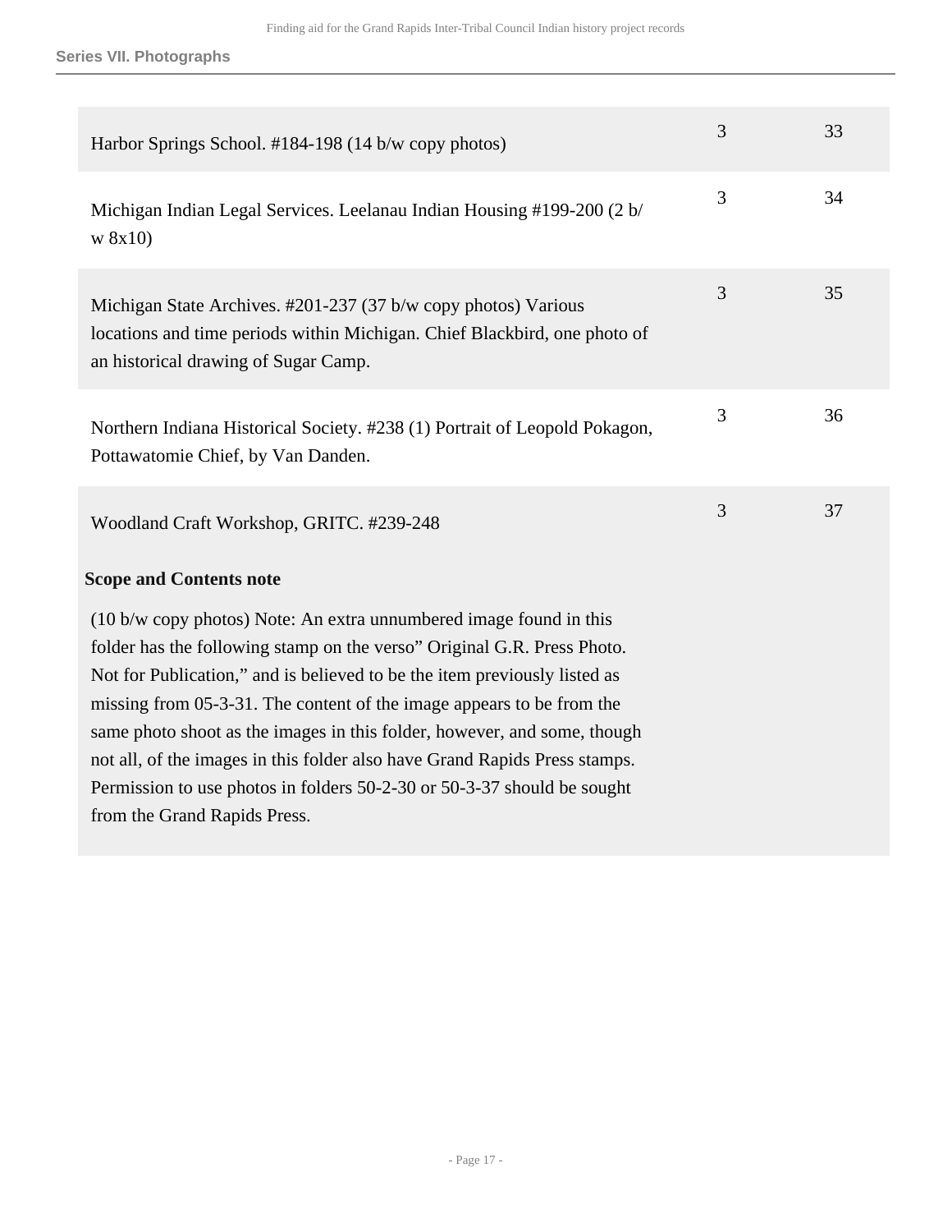## Series VII. Photographs

| | | |
|---|---|---|
| Harbor Springs School. #184-198 (14 b/w copy photos) | 3 | 33 |
| Michigan Indian Legal Services. Leelanau Indian Housing #199-200 (2 b/w 8x10) | 3 | 34 |
| Michigan State Archives. #201-237 (37 b/w copy photos) Various locations and time periods within Michigan. Chief Blackbird, one photo of an historical drawing of Sugar Camp. | 3 | 35 |
| Northern Indiana Historical Society. #238 (1) Portrait of Leopold Pokagon, Pottawatomie Chief, by Van Danden. | 3 | 36 |
| Woodland Craft Workshop, GRITC. #239-248 | 3 | 37 |

**Scope and Contents note**

(10 b/w copy photos) Note: An extra unnumbered image found in this folder has the following stamp on the verso" Original G.R. Press Photo. Not for Publication," and is believed to be the item previously listed as missing from 05-3-31. The content of the image appears to be from the same photo shoot as the images in this folder, however, and some, though not all, of the images in this folder also have Grand Rapids Press stamps. Permission to use photos in folders 50-2-30 or 50-3-37 should be sought from the Grand Rapids Press.